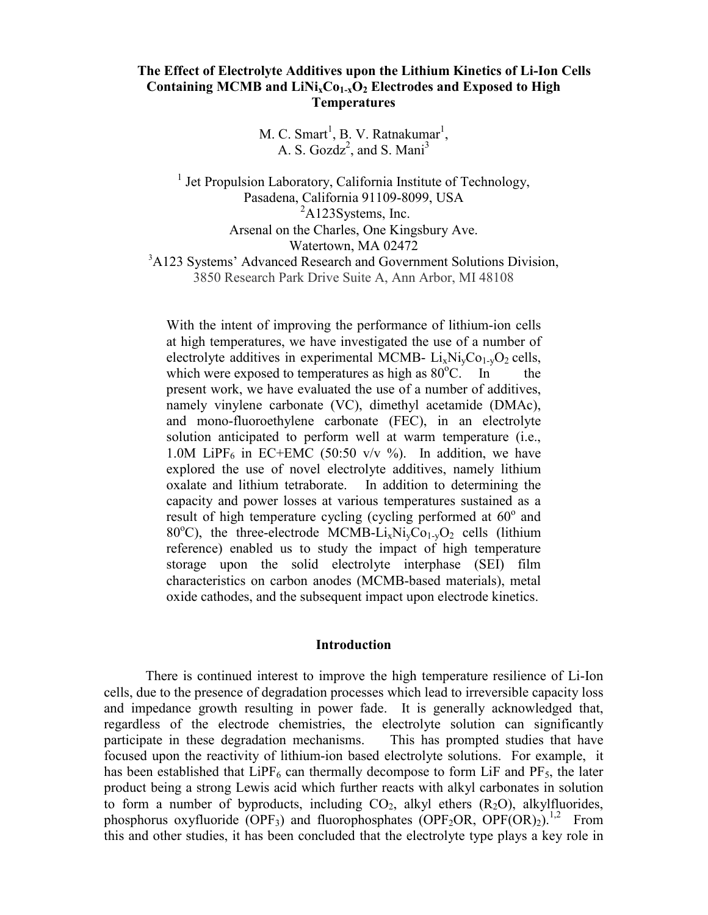# The Effect of Electrolyte Additives upon the Lithium Kinetics of Li-Ion Cells Containing MCMB and $LiNi_xCo_{1-x}O_2$ Electrodes and Exposed to High Temperatures

M. C. Smart[1], B. V. Ratnakumar[1], A. S. Gozdz[2], and S. Mani[3]

[1] Jet Propulsion Laboratory, California Institute of Technology, Pasadena, California 91109-8099, USA
[2]A123Systems, Inc. Arsenal on the Charles, One Kingsbury Ave. Watertown, MA 02472
[3]A123 Systems' Advanced Research and Government Solutions Division, 3850 Research Park Drive Suite A, Ann Arbor, MI 48108

With the intent of improving the performance of lithium-ion cells at high temperatures, we have investigated the use of a number of electrolyte additives in experimental MCMB- $Li_xNi_yCo_{1-y}O_2$ cells, which were exposed to temperatures as high as 80°C. In the present work, we have evaluated the use of a number of additives, namely vinylene carbonate (VC), dimethyl acetamide (DMAc), and mono-fluoroethylene carbonate (FEC), in an electrolyte solution anticipated to perform well at warm temperature (i.e., 1.0M $LiPF_6$ in EC+EMC (50:50 v/v %). In addition, we have explored the use of novel electrolyte additives, namely lithium oxalate and lithium tetraborate. In addition to determining the capacity and power losses at various temperatures sustained as a result of high temperature cycling (cycling performed at 60° and 80°C), the three-electrode MCMB-$Li_xNi_yCo_{1-y}O_2$ cells (lithium reference) enabled us to study the impact of high temperature storage upon the solid electrolyte interphase (SEI) film characteristics on carbon anodes (MCMB-based materials), metal oxide cathodes, and the subsequent impact upon electrode kinetics.

## Introduction

There is continued interest to improve the high temperature resilience of Li-Ion cells, due to the presence of degradation processes which lead to irreversible capacity loss and impedance growth resulting in power fade. It is generally acknowledged that, regardless of the electrode chemistries, the electrolyte solution can significantly participate in these degradation mechanisms. This has prompted studies that have focused upon the reactivity of lithium-ion based electrolyte solutions. For example, it has been established that $LiPF_6$ can thermally decompose to form LiF and $PF_5$, the later product being a strong Lewis acid which further reacts with alkyl carbonates in solution to form a number of byproducts, including $CO_2$, alkyl ethers ($R_2O$), alkylfluorides, phosphorus oxyfluoride ($OPF_3$) and fluorophosphates ($OPF_2OR$, $OPF(OR)_2$).[1,2] From this and other studies, it has been concluded that the electrolyte type plays a key role in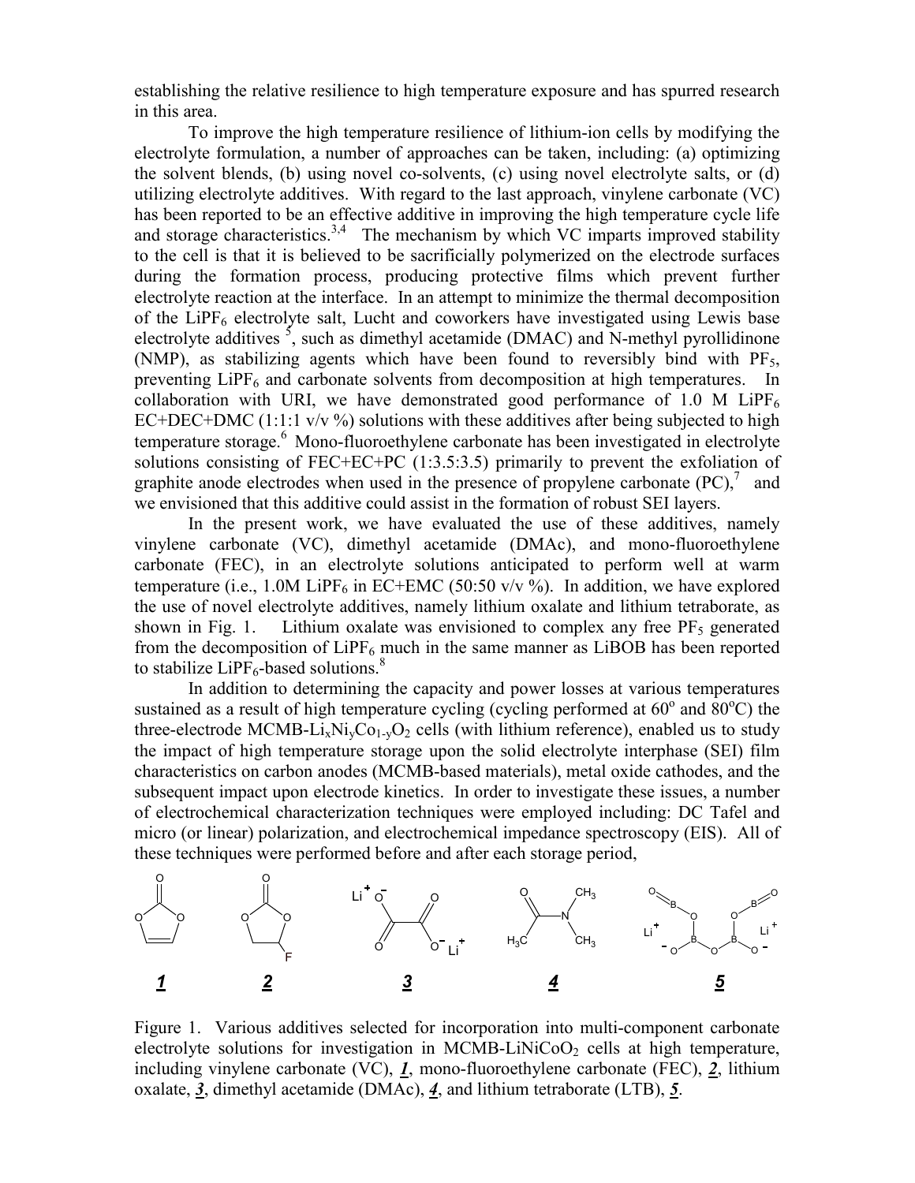establishing the relative resilience to high temperature exposure and has spurred research in this area.

To improve the high temperature resilience of lithium-ion cells by modifying the electrolyte formulation, a number of approaches can be taken, including: (a) optimizing the solvent blends, (b) using novel co-solvents, (c) using novel electrolyte salts, or (d) utilizing electrolyte additives. With regard to the last approach, vinylene carbonate (VC) has been reported to be an effective additive in improving the high temperature cycle life and storage characteristics.[3,4] The mechanism by which VC imparts improved stability to the cell is that it is believed to be sacrificially polymerized on the electrode surfaces during the formation process, producing protective films which prevent further electrolyte reaction at the interface. In an attempt to minimize the thermal decomposition of the $LiPF_6$ electrolyte salt, Lucht and coworkers have investigated using Lewis base electrolyte additives [5], such as dimethyl acetamide (DMAC) and N-methyl pyrollidinone (NMP), as stabilizing agents which have been found to reversibly bind with $PF_5$, preventing $LiPF_6$ and carbonate solvents from decomposition at high temperatures. In collaboration with URI, we have demonstrated good performance of 1.0 M $LiPF_6$ EC+DEC+DMC (1:1:1 v/v %) solutions with these additives after being subjected to high temperature storage.[6] Mono-fluoroethylene carbonate has been investigated in electrolyte solutions consisting of FEC+EC+PC (1:3.5:3.5) primarily to prevent the exfoliation of graphite anode electrodes when used in the presence of propylene carbonate (PC),[7] and we envisioned that this additive could assist in the formation of robust SEI layers.

In the present work, we have evaluated the use of these additives, namely vinylene carbonate (VC), dimethyl acetamide (DMAc), and mono-fluoroethylene carbonate (FEC), in an electrolyte solutions anticipated to perform well at warm temperature (i.e., 1.0M $LiPF_6$ in EC+EMC (50:50 v/v %). In addition, we have explored the use of novel electrolyte additives, namely lithium oxalate and lithium tetraborate, as shown in Fig. 1. Lithium oxalate was envisioned to complex any free $PF_5$ generated from the decomposition of $LiPF_6$ much in the same manner as LiBOB has been reported to stabilize $LiPF_6$-based solutions.[8]

In addition to determining the capacity and power losses at various temperatures sustained as a result of high temperature cycling (cycling performed at 60° and 80°C) the three-electrode MCMB-$Li_xNi_yCo_{1-y}O_2$ cells (with lithium reference), enabled us to study the impact of high temperature storage upon the solid electrolyte interphase (SEI) film characteristics on carbon anodes (MCMB-based materials), metal oxide cathodes, and the subsequent impact upon electrode kinetics. In order to investigate these issues, a number of electrochemical characterization techniques were employed including: DC Tafel and micro (or linear) polarization, and electrochemical impedance spectroscopy (EIS). All of these techniques were performed before and after each storage period,

Figure 1. Various additives selected for incorporation into multi-component carbonate electrolyte solutions for investigation in MCMB-$LiNiCoO_2$ cells at high temperature, including vinylene carbonate (VC), ***1***, mono-fluoroethylene carbonate (FEC), ***2***, lithium oxalate, ***3***, dimethyl acetamide (DMAc), ***4***, and lithium tetraborate (LTB), ***5***.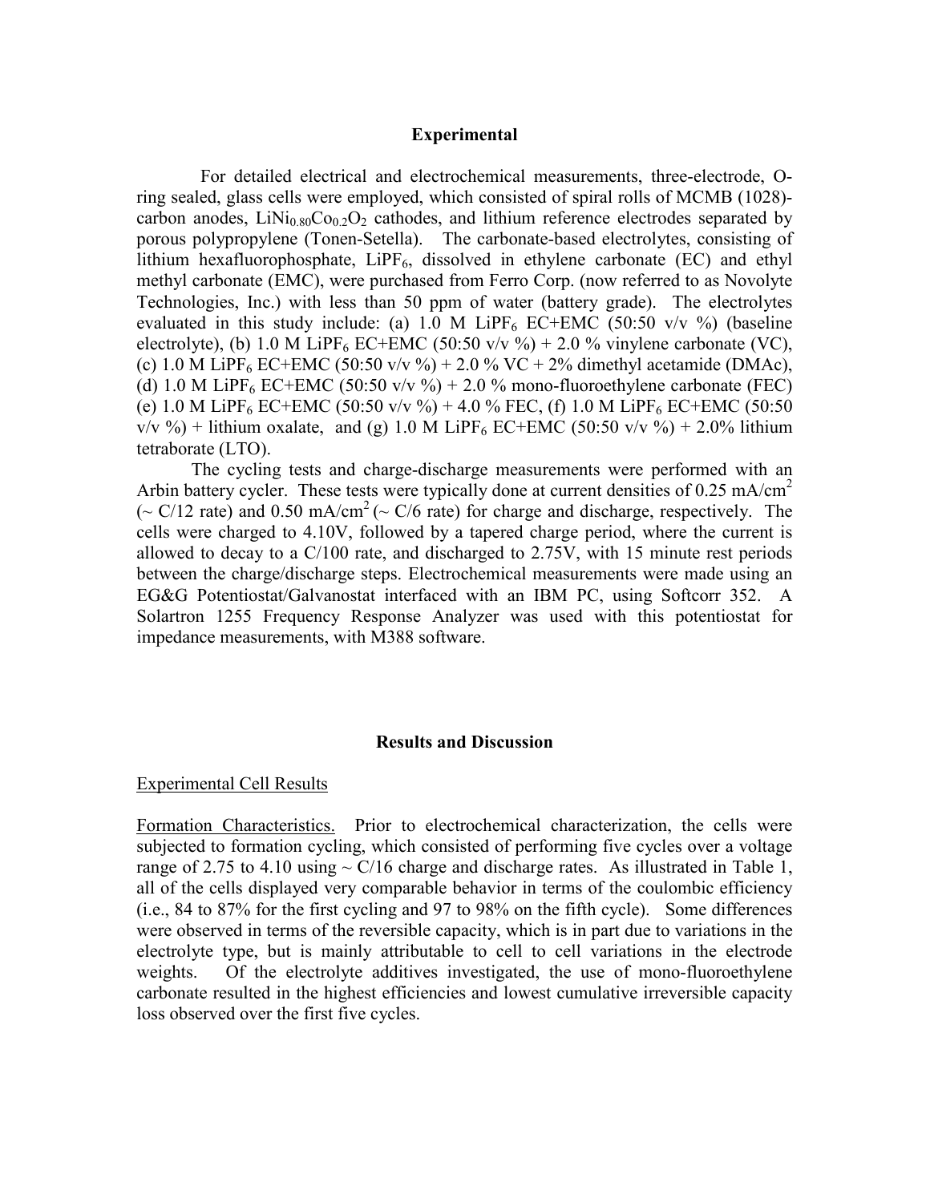## Experimental

For detailed electrical and electrochemical measurements, three-electrode, O-ring sealed, glass cells were employed, which consisted of spiral rolls of MCMB (1028)-carbon anodes, $LiNi_{0.80}Co_{0.2}O_2$ cathodes, and lithium reference electrodes separated by porous polypropylene (Tonen-Setella). The carbonate-based electrolytes, consisting of lithium hexafluorophosphate, $LiPF_6$, dissolved in ethylene carbonate (EC) and ethyl methyl carbonate (EMC), were purchased from Ferro Corp. (now referred to as Novolyte Technologies, Inc.) with less than 50 ppm of water (battery grade). The electrolytes evaluated in this study include: (a) 1.0 M $LiPF_6$ EC+EMC (50:50 v/v %) (baseline electrolyte), (b) 1.0 M $LiPF_6$ EC+EMC (50:50 v/v %) + 2.0 % vinylene carbonate (VC), (c) 1.0 M $LiPF_6$ EC+EMC (50:50 v/v %) + 2.0 % VC + 2% dimethyl acetamide (DMAc), (d) 1.0 M $LiPF_6$ EC+EMC (50:50 v/v %) + 2.0 % mono-fluoroethylene carbonate (FEC) (e) 1.0 M $LiPF_6$ EC+EMC (50:50 v/v %) + 4.0 % FEC, (f) 1.0 M $LiPF_6$ EC+EMC (50:50 v/v %) + lithium oxalate, and (g) 1.0 M $LiPF_6$ EC+EMC (50:50 v/v %) + 2.0% lithium tetraborate (LTO).

The cycling tests and charge-discharge measurements were performed with an Arbin battery cycler. These tests were typically done at current densities of 0.25 $mA/cm^2$ (~ C/12 rate) and 0.50 $mA/cm^2$ (~ C/6 rate) for charge and discharge, respectively. The cells were charged to 4.10V, followed by a tapered charge period, where the current is allowed to decay to a C/100 rate, and discharged to 2.75V, with 15 minute rest periods between the charge/discharge steps. Electrochemical measurements were made using an EG&G Potentiostat/Galvanostat interfaced with an IBM PC, using Softcorr 352. A Solartron 1255 Frequency Response Analyzer was used with this potentiostat for impedance measurements, with M388 software.

## Results and Discussion

Experimental Cell Results

Formation Characteristics. Prior to electrochemical characterization, the cells were subjected to formation cycling, which consisted of performing five cycles over a voltage range of 2.75 to 4.10 using ~ C/16 charge and discharge rates. As illustrated in Table 1, all of the cells displayed very comparable behavior in terms of the coulombic efficiency (i.e., 84 to 87% for the first cycling and 97 to 98% on the fifth cycle). Some differences were observed in terms of the reversible capacity, which is in part due to variations in the electrolyte type, but is mainly attributable to cell to cell variations in the electrode weights. Of the electrolyte additives investigated, the use of mono-fluoroethylene carbonate resulted in the highest efficiencies and lowest cumulative irreversible capacity loss observed over the first five cycles.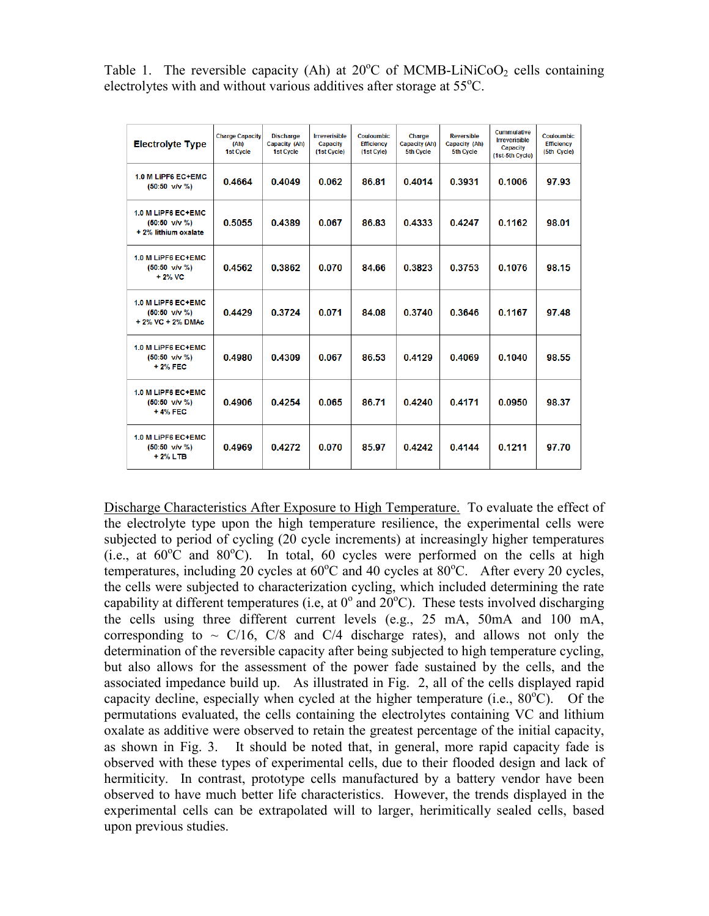Table 1. The reversible capacity (Ah) at 20°C of MCMB-$LiNiCoO_2$ cells containing electrolytes with and without various additives after storage at 55°C.

| Electrolyte Type | Charge Capacity (Ah) 1st Cycle | Discharge Capacity (Ah) 1st Cycle | Irreversible Capacity (1st Cycle) | Coulombic Efficiency (1st Cyle) | Charge Capacity (Ah) 5th Cycle | Reversible Capacity (Ah) 5th Cycle | Cummulative Irreversible Capacity (1st-5th Cycle) | Coulombic Efficiency (5th Cycle) |
|---|---|---|---|---|---|---|---|---|
| 1.0 M LiPF6 EC+EMC (50:50 v/v %) | 0.4664 | 0.4049 | 0.062 | 86.81 | 0.4014 | 0.3931 | 0.1006 | 97.93 |
| 1.0 M LiPF6 EC+EMC (50:50 v/v %) + 2% lithium oxalate | 0.5055 | 0.4389 | 0.067 | 86.83 | 0.4333 | 0.4247 | 0.1162 | 98.01 |
| 1.0 M LiPF6 EC+EMC (50:50 v/v %) + 2% VC | 0.4562 | 0.3862 | 0.070 | 84.66 | 0.3823 | 0.3753 | 0.1076 | 98.15 |
| 1.0 M LiPF6 EC+EMC (50:50 v/v %) + 2% VC + 2% DMAc | 0.4429 | 0.3724 | 0.071 | 84.08 | 0.3740 | 0.3646 | 0.1167 | 97.48 |
| 1.0 M LiPF6 EC+EMC (50:50 v/v %) + 2% FEC | 0.4980 | 0.4309 | 0.067 | 86.53 | 0.4129 | 0.4069 | 0.1040 | 98.55 |
| 1.0 M LiPF6 EC+EMC (50:50 v/v %) + 4% FEC | 0.4906 | 0.4254 | 0.065 | 86.71 | 0.4240 | 0.4171 | 0.0950 | 98.37 |
| 1.0 M LiPF6 EC+EMC (50:50 v/v %) + 2% LTB | 0.4969 | 0.4272 | 0.070 | 85.97 | 0.4242 | 0.4144 | 0.1211 | 97.70 |

Discharge Characteristics After Exposure to High Temperature. To evaluate the effect of the electrolyte type upon the high temperature resilience, the experimental cells were subjected to period of cycling (20 cycle increments) at increasingly higher temperatures (i.e., at 60°C and 80°C). In total, 60 cycles were performed on the cells at high temperatures, including 20 cycles at 60°C and 40 cycles at 80°C. After every 20 cycles, the cells were subjected to characterization cycling, which included determining the rate capability at different temperatures (i.e, at 0° and 20°C). These tests involved discharging the cells using three different current levels (e.g., 25 mA, 50mA and 100 mA, corresponding to ~ C/16, C/8 and C/4 discharge rates), and allows not only the determination of the reversible capacity after being subjected to high temperature cycling, but also allows for the assessment of the power fade sustained by the cells, and the associated impedance build up. As illustrated in Fig. 2, all of the cells displayed rapid capacity decline, especially when cycled at the higher temperature (i.e., 80°C). Of the permutations evaluated, the cells containing the electrolytes containing VC and lithium oxalate as additive were observed to retain the greatest percentage of the initial capacity, as shown in Fig. 3. It should be noted that, in general, more rapid capacity fade is observed with these types of experimental cells, due to their flooded design and lack of hermiticity. In contrast, prototype cells manufactured by a battery vendor have been observed to have much better life characteristics. However, the trends displayed in the experimental cells can be extrapolated will to larger, herimitically sealed cells, based upon previous studies.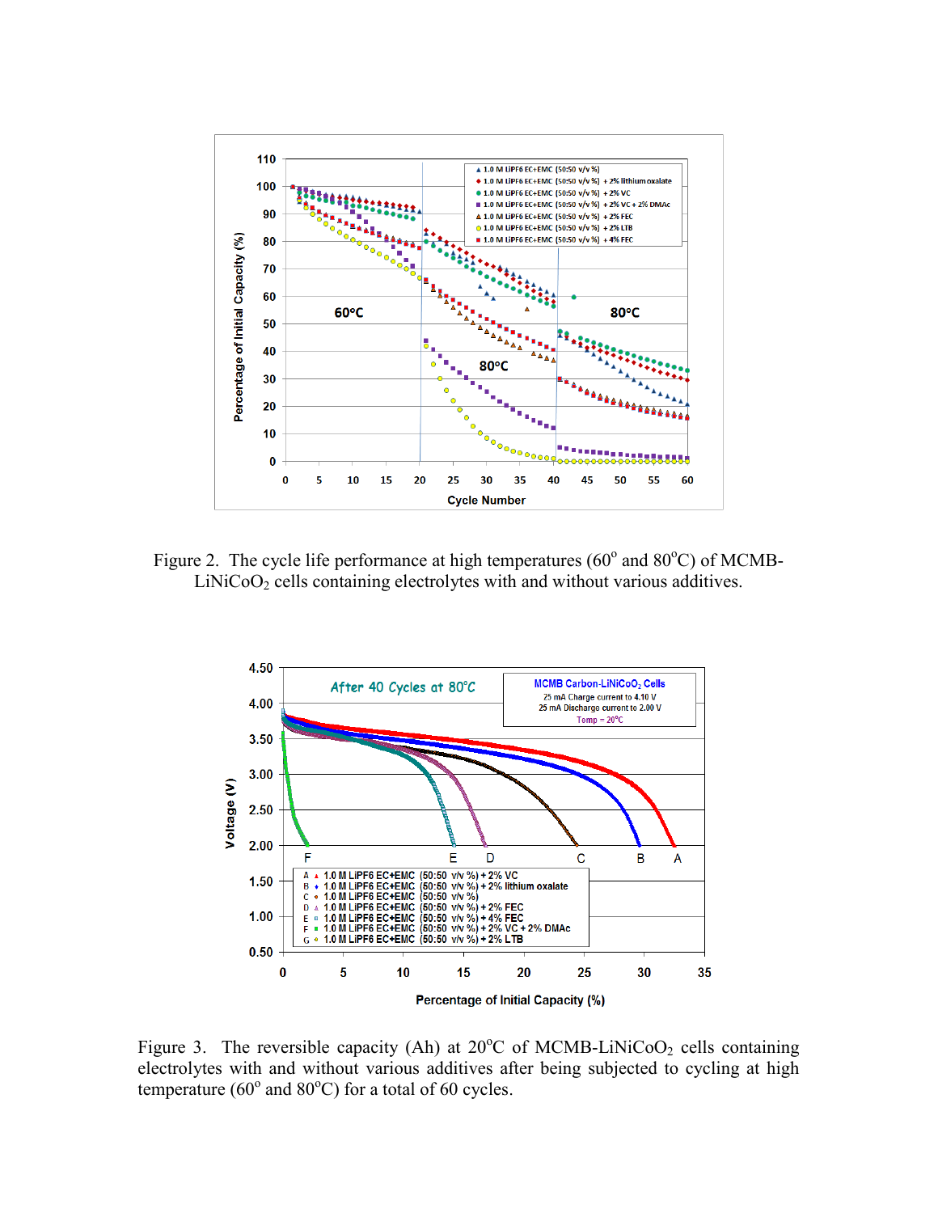Figure 2. The cycle life performance at high temperatures (60° and 80°C) of MCMB-$LiNiCoO_2$ cells containing electrolytes with and without various additives.

Figure 3. The reversible capacity (Ah) at 20°C of MCMB-$LiNiCoO_2$ cells containing electrolytes with and without various additives after being subjected to cycling at high temperature (60° and 80°C) for a total of 60 cycles.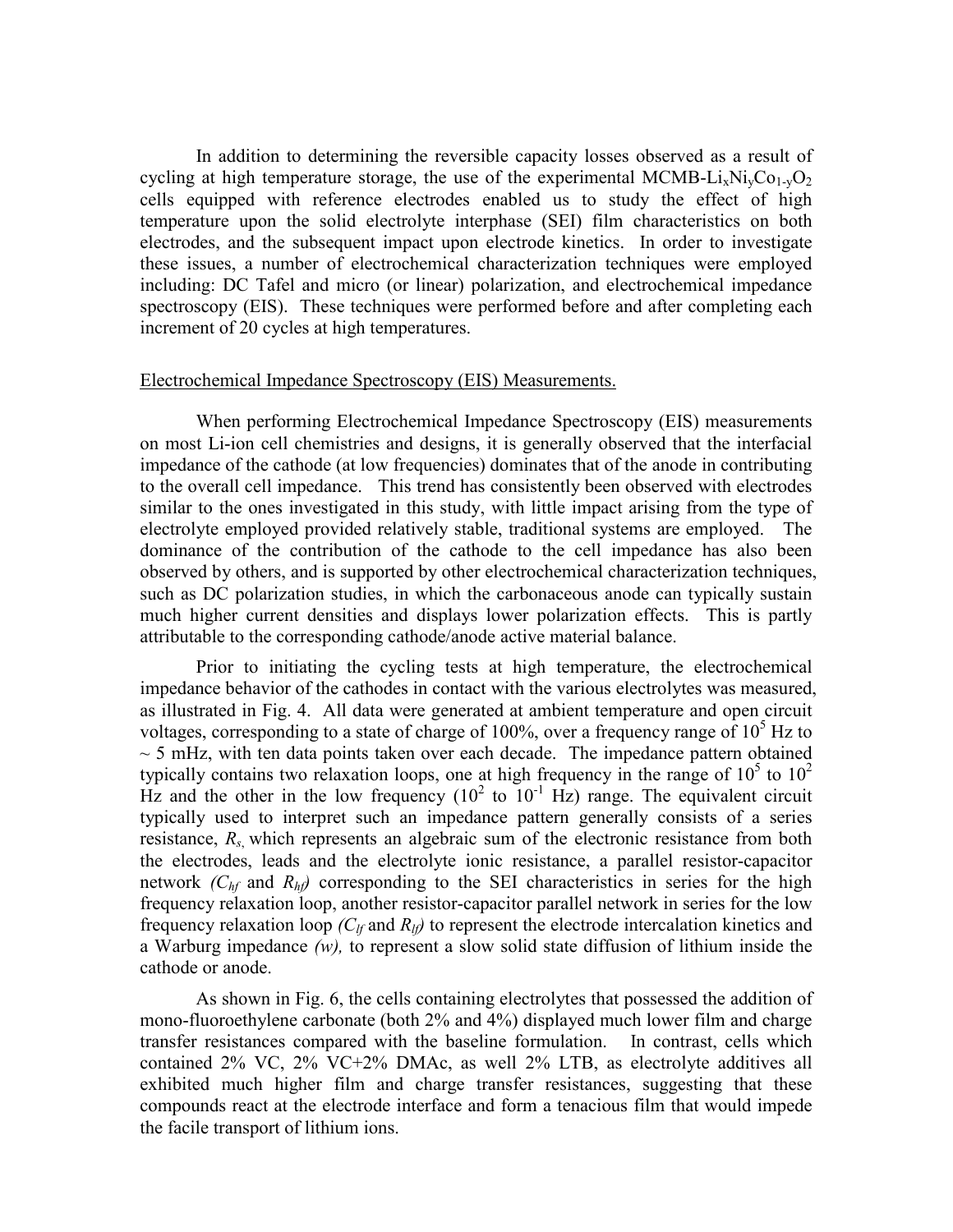In addition to determining the reversible capacity losses observed as a result of cycling at high temperature storage, the use of the experimental MCMB-$Li_xNi_yCo_{1-y}O_2$ cells equipped with reference electrodes enabled us to study the effect of high temperature upon the solid electrolyte interphase (SEI) film characteristics on both electrodes, and the subsequent impact upon electrode kinetics. In order to investigate these issues, a number of electrochemical characterization techniques were employed including: DC Tafel and micro (or linear) polarization, and electrochemical impedance spectroscopy (EIS). These techniques were performed before and after completing each increment of 20 cycles at high temperatures.

Electrochemical Impedance Spectroscopy (EIS) Measurements.

When performing Electrochemical Impedance Spectroscopy (EIS) measurements on most Li-ion cell chemistries and designs, it is generally observed that the interfacial impedance of the cathode (at low frequencies) dominates that of the anode in contributing to the overall cell impedance. This trend has consistently been observed with electrodes similar to the ones investigated in this study, with little impact arising from the type of electrolyte employed provided relatively stable, traditional systems are employed. The dominance of the contribution of the cathode to the cell impedance has also been observed by others, and is supported by other electrochemical characterization techniques, such as DC polarization studies, in which the carbonaceous anode can typically sustain much higher current densities and displays lower polarization effects. This is partly attributable to the corresponding cathode/anode active material balance.

Prior to initiating the cycling tests at high temperature, the electrochemical impedance behavior of the cathodes in contact with the various electrolytes was measured, as illustrated in Fig. 4. All data were generated at ambient temperature and open circuit voltages, corresponding to a state of charge of 100%, over a frequency range of $10^5$ Hz to ~ 5 mHz, with ten data points taken over each decade. The impedance pattern obtained typically contains two relaxation loops, one at high frequency in the range of $10^5$ to $10^2$ Hz and the other in the low frequency ($10^2$ to $10^{-1}$ Hz) range. The equivalent circuit typically used to interpret such an impedance pattern generally consists of a series resistance, $R_s$, which represents an algebraic sum of the electronic resistance from both the electrodes, leads and the electrolyte ionic resistance, a parallel resistor-capacitor network ($C_{hf}$ and $R_{hf}$) corresponding to the SEI characteristics in series for the high frequency relaxation loop, another resistor-capacitor parallel network in series for the low frequency relaxation loop ($C_{lf}$ and $R_{lf}$) to represent the electrode intercalation kinetics and a Warburg impedance *(w),* to represent a slow solid state diffusion of lithium inside the cathode or anode.

As shown in Fig. 6, the cells containing electrolytes that possessed the addition of mono-fluoroethylene carbonate (both 2% and 4%) displayed much lower film and charge transfer resistances compared with the baseline formulation. In contrast, cells which contained 2% VC, 2% VC+2% DMAc, as well 2% LTB, as electrolyte additives all exhibited much higher film and charge transfer resistances, suggesting that these compounds react at the electrode interface and form a tenacious film that would impede the facile transport of lithium ions.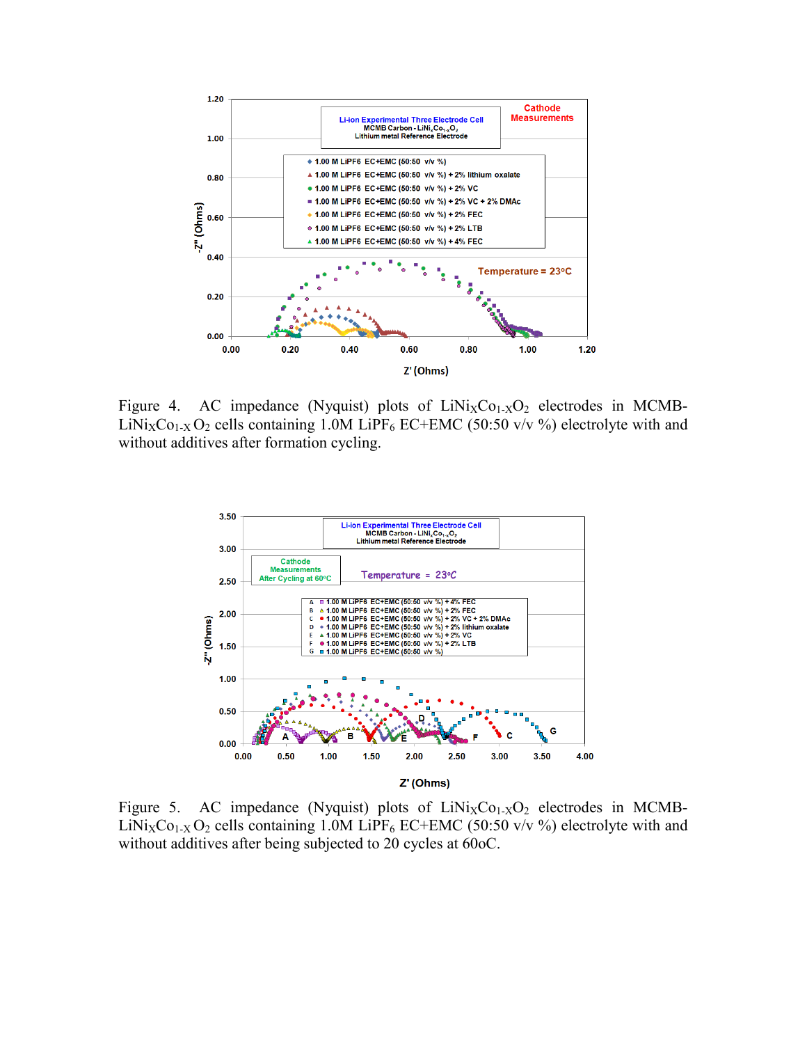Figure 4. AC impedance (Nyquist) plots of $LiNi_XCo_{1-X}O_2$ electrodes in MCMB-$LiNi_XCo_{1-X}O_2$ cells containing 1.0M $LiPF_6$ EC+EMC (50:50 v/v %) electrolyte with and without additives after formation cycling.

Figure 5. AC impedance (Nyquist) plots of $LiNi_XCo_{1-X}O_2$ electrodes in MCMB-$LiNi_XCo_{1-X}O_2$ cells containing 1.0M $LiPF_6$ EC+EMC (50:50 v/v %) electrolyte with and without additives after being subjected to 20 cycles at 60oC.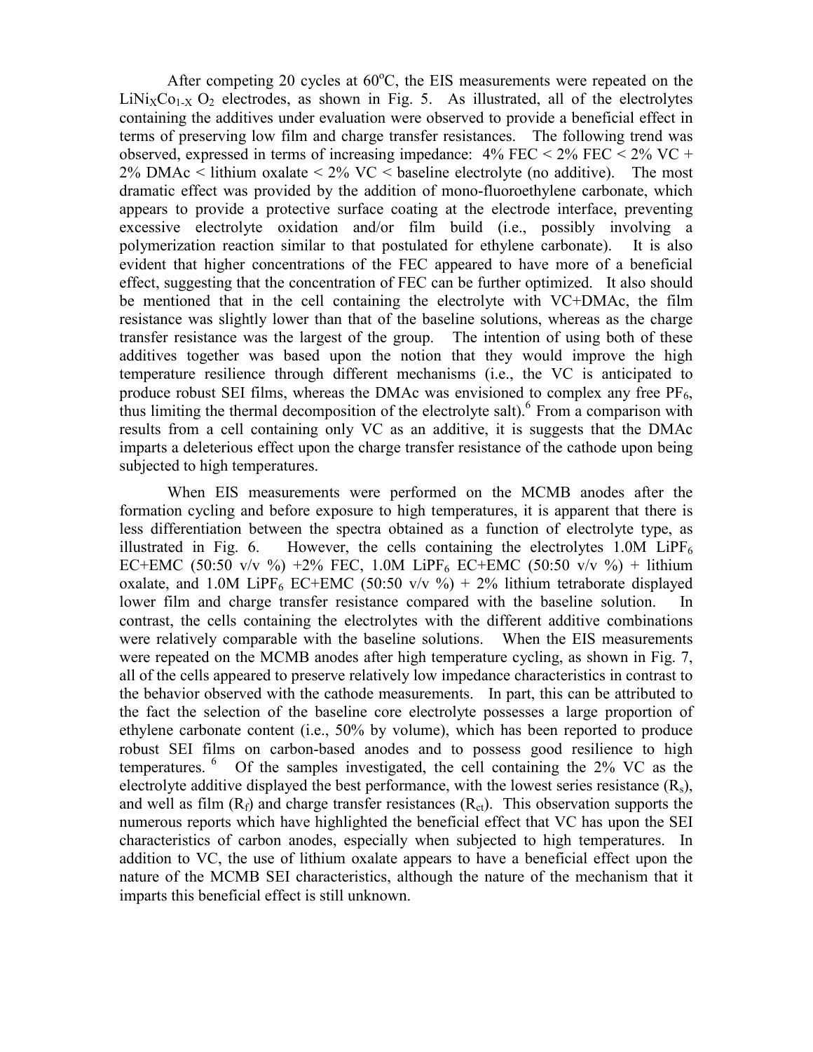After competing 20 cycles at 60°C, the EIS measurements were repeated on the $LiNi_XCo_{1-X}O_2$ electrodes, as shown in Fig. 5. As illustrated, all of the electrolytes containing the additives under evaluation were observed to provide a beneficial effect in terms of preserving low film and charge transfer resistances. The following trend was observed, expressed in terms of increasing impedance: 4% FEC < 2% FEC < 2% VC + 2% DMAc < lithium oxalate < 2% VC < baseline electrolyte (no additive). The most dramatic effect was provided by the addition of mono-fluoroethylene carbonate, which appears to provide a protective surface coating at the electrode interface, preventing excessive electrolyte oxidation and/or film build (i.e., possibly involving a polymerization reaction similar to that postulated for ethylene carbonate). It is also evident that higher concentrations of the FEC appeared to have more of a beneficial effect, suggesting that the concentration of FEC can be further optimized. It also should be mentioned that in the cell containing the electrolyte with VC+DMAc, the film resistance was slightly lower than that of the baseline solutions, whereas as the charge transfer resistance was the largest of the group. The intention of using both of these additives together was based upon the notion that they would improve the high temperature resilience through different mechanisms (i.e., the VC is anticipated to produce robust SEI films, whereas the DMAc was envisioned to complex any free $PF_6$, thus limiting the thermal decomposition of the electrolyte salt).[6] From a comparison with results from a cell containing only VC as an additive, it is suggests that the DMAc imparts a deleterious effect upon the charge transfer resistance of the cathode upon being subjected to high temperatures.

When EIS measurements were performed on the MCMB anodes after the formation cycling and before exposure to high temperatures, it is apparent that there is less differentiation between the spectra obtained as a function of electrolyte type, as illustrated in Fig. 6. However, the cells containing the electrolytes 1.0M $LiPF_6$ EC+EMC (50:50 v/v %) +2% FEC, 1.0M $LiPF_6$ EC+EMC (50:50 v/v %) + lithium oxalate, and 1.0M $LiPF_6$ EC+EMC (50:50 v/v %) + 2% lithium tetraborate displayed lower film and charge transfer resistance compared with the baseline solution. In contrast, the cells containing the electrolytes with the different additive combinations were relatively comparable with the baseline solutions. When the EIS measurements were repeated on the MCMB anodes after high temperature cycling, as shown in Fig. 7, all of the cells appeared to preserve relatively low impedance characteristics in contrast to the behavior observed with the cathode measurements. In part, this can be attributed to the fact the selection of the baseline core electrolyte possesses a large proportion of ethylene carbonate content (i.e., 50% by volume), which has been reported to produce robust SEI films on carbon-based anodes and to possess good resilience to high temperatures. [6] Of the samples investigated, the cell containing the 2% VC as the electrolyte additive displayed the best performance, with the lowest series resistance ($R_s$), and well as film ($R_f$) and charge transfer resistances ($R_{ct}$). This observation supports the numerous reports which have highlighted the beneficial effect that VC has upon the SEI characteristics of carbon anodes, especially when subjected to high temperatures. In addition to VC, the use of lithium oxalate appears to have a beneficial effect upon the nature of the MCMB SEI characteristics, although the nature of the mechanism that it imparts this beneficial effect is still unknown.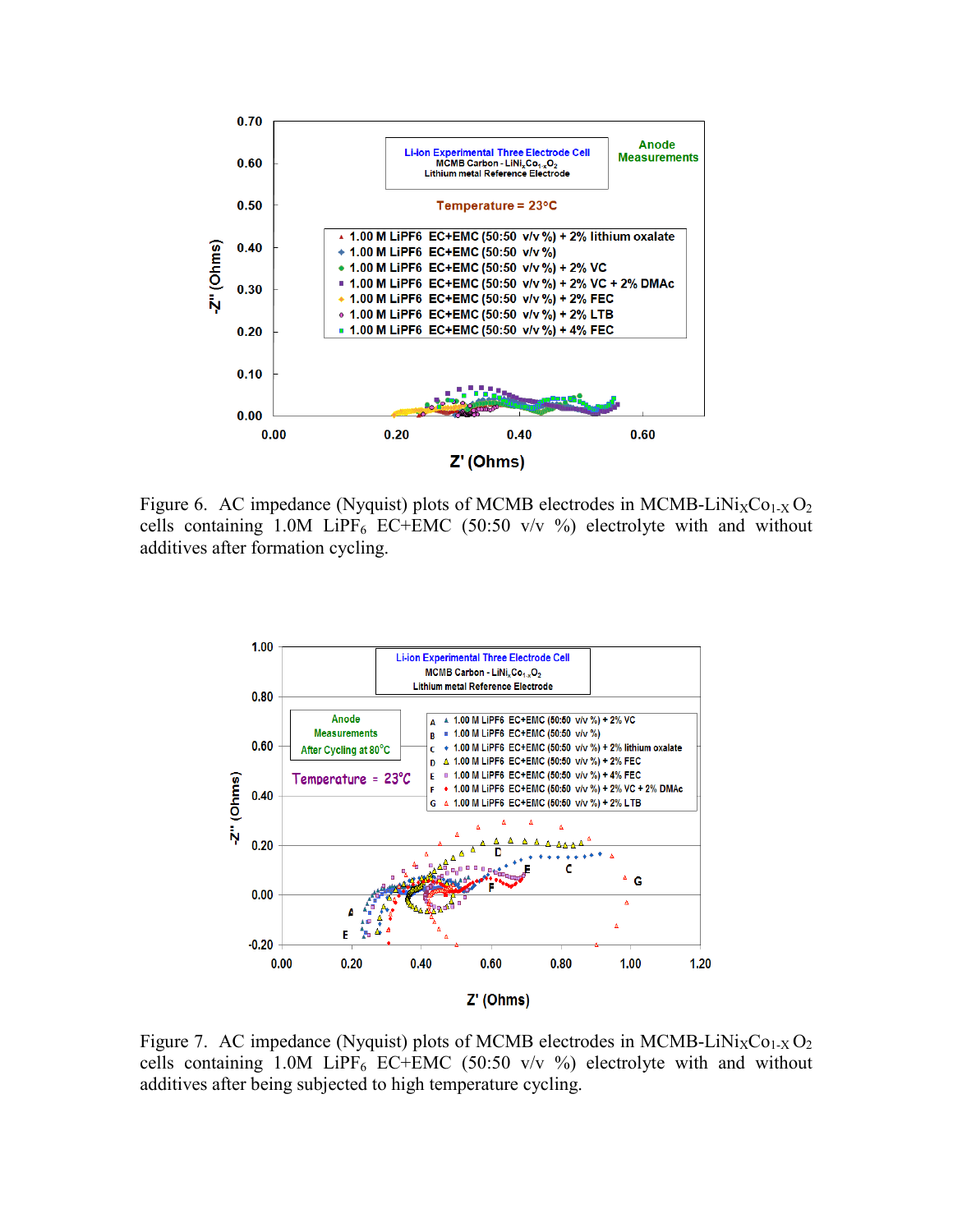Figure 6. AC impedance (Nyquist) plots of MCMB electrodes in MCMB-$LiNi_XCo_{1-X}O_2$ cells containing 1.0M $LiPF_6$ EC+EMC (50:50 v/v %) electrolyte with and without additives after formation cycling.

Figure 7. AC impedance (Nyquist) plots of MCMB electrodes in MCMB-$LiNi_XCo_{1-X}O_2$ cells containing 1.0M $LiPF_6$ EC+EMC (50:50 v/v %) electrolyte with and without additives after being subjected to high temperature cycling.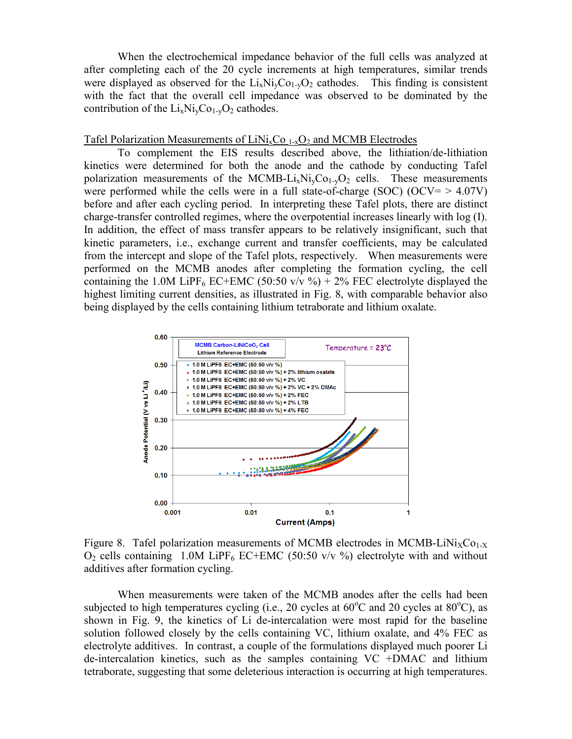When the electrochemical impedance behavior of the full cells was analyzed at after completing each of the 20 cycle increments at high temperatures, similar trends were displayed as observed for the $Li_xNi_yCo_{1-y}O_2$ cathodes. This finding is consistent with the fact that the overall cell impedance was observed to be dominated by the contribution of the $Li_xNi_yCo_{1-y}O_2$ cathodes.

## Tafel Polarization Measurements of $LiNi_xCo_{1-x}O_2$ and MCMB Electrodes

To complement the EIS results described above, the lithiation/de-lithiation kinetics were determined for both the anode and the cathode by conducting Tafel polarization measurements of the MCMB-$Li_xNi_yCo_{1-y}O_2$ cells. These measurements were performed while the cells were in a full state-of-charge (SOC) (OCV= > 4.07V) before and after each cycling period. In interpreting these Tafel plots, there are distinct charge-transfer controlled regimes, where the overpotential increases linearly with log (I). In addition, the effect of mass transfer appears to be relatively insignificant, such that kinetic parameters, i.e., exchange current and transfer coefficients, may be calculated from the intercept and slope of the Tafel plots, respectively. When measurements were performed on the MCMB anodes after completing the formation cycling, the cell containing the 1.0M $LiPF_6$ EC+EMC (50:50 v/v %) + 2% FEC electrolyte displayed the highest limiting current densities, as illustrated in Fig. 8, with comparable behavior also being displayed by the cells containing lithium tetraborate and lithium oxalate.

Figure 8. Tafel polarization measurements of MCMB electrodes in MCMB-$LiNi_XCo_{1-X}O_2$ cells containing 1.0M $LiPF_6$ EC+EMC (50:50 v/v %) electrolyte with and without additives after formation cycling.

When measurements were taken of the MCMB anodes after the cells had been subjected to high temperatures cycling (i.e., 20 cycles at 60°C and 20 cycles at 80°C), as shown in Fig. 9, the kinetics of Li de-intercalation were most rapid for the baseline solution followed closely by the cells containing VC, lithium oxalate, and 4% FEC as electrolyte additives. In contrast, a couple of the formulations displayed much poorer Li de-intercalation kinetics, such as the samples containing VC +DMAC and lithium tetraborate, suggesting that some deleterious interaction is occurring at high temperatures.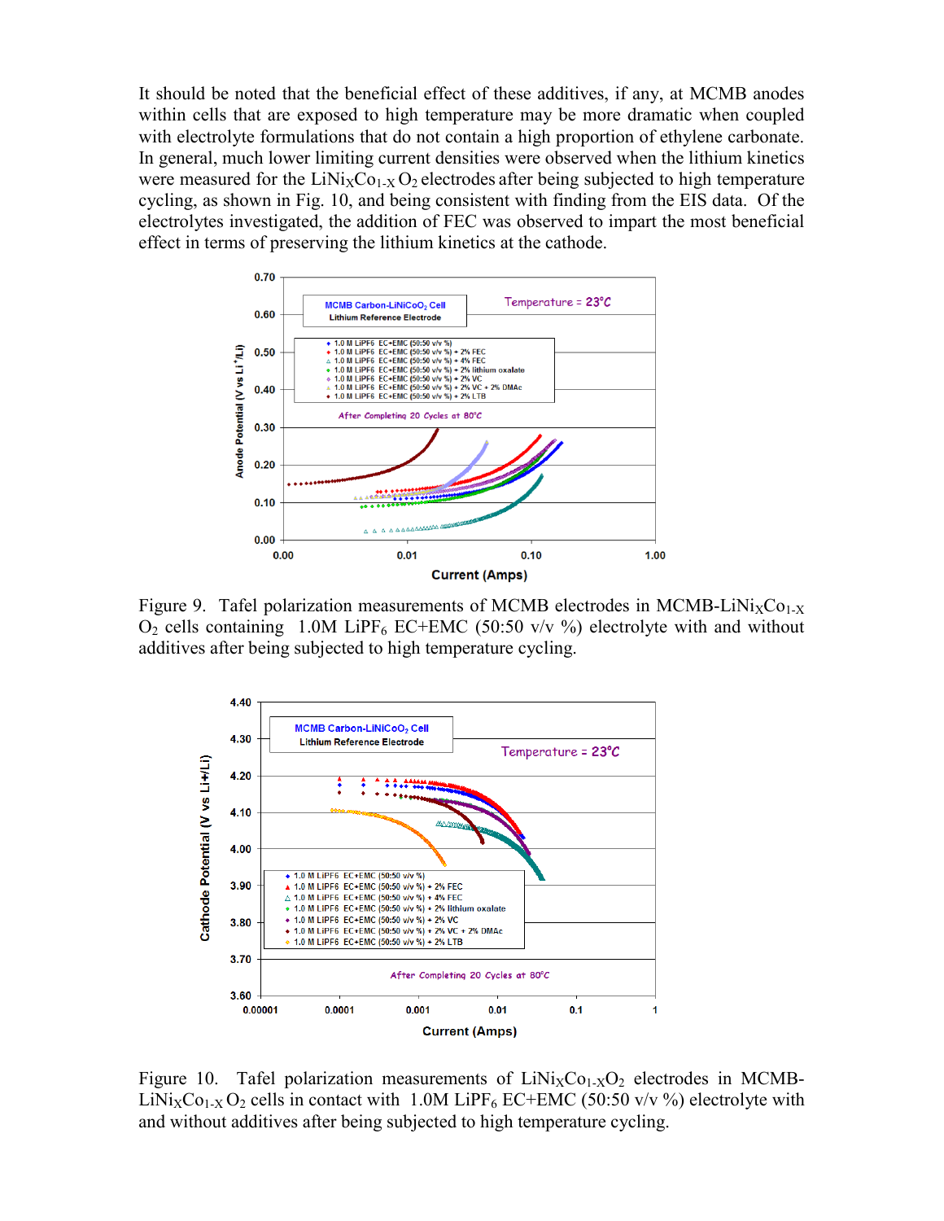It should be noted that the beneficial effect of these additives, if any, at MCMB anodes within cells that are exposed to high temperature may be more dramatic when coupled with electrolyte formulations that do not contain a high proportion of ethylene carbonate. In general, much lower limiting current densities were observed when the lithium kinetics were measured for the $LiNi_XCo_{1-X}O_2$ electrodes after being subjected to high temperature cycling, as shown in Fig. 10, and being consistent with finding from the EIS data. Of the electrolytes investigated, the addition of FEC was observed to impart the most beneficial effect in terms of preserving the lithium kinetics at the cathode.

Figure 9. Tafel polarization measurements of MCMB electrodes in MCMB-$LiNi_XCo_{1-X}O_2$ cells containing 1.0M $LiPF_6$ EC+EMC (50:50 v/v %) electrolyte with and without additives after being subjected to high temperature cycling.

Figure 10. Tafel polarization measurements of $LiNi_XCo_{1-X}O_2$ electrodes in MCMB-$LiNi_XCo_{1-X}O_2$ cells in contact with 1.0M $LiPF_6$ EC+EMC (50:50 v/v %) electrolyte with and without additives after being subjected to high temperature cycling.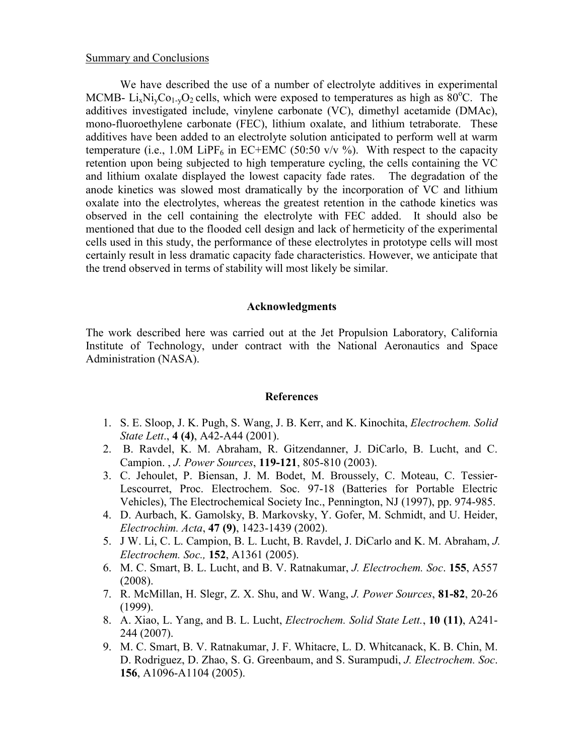Summary and Conclusions

We have described the use of a number of electrolyte additives in experimental MCMB- $Li_xNi_yCo_{1-y}O_2$ cells, which were exposed to temperatures as high as 80°C. The additives investigated include, vinylene carbonate (VC), dimethyl acetamide (DMAc), mono-fluoroethylene carbonate (FEC), lithium oxalate, and lithium tetraborate. These additives have been added to an electrolyte solution anticipated to perform well at warm temperature (i.e., 1.0M $LiPF_6$ in EC+EMC (50:50 v/v %). With respect to the capacity retention upon being subjected to high temperature cycling, the cells containing the VC and lithium oxalate displayed the lowest capacity fade rates. The degradation of the anode kinetics was slowed most dramatically by the incorporation of VC and lithium oxalate into the electrolytes, whereas the greatest retention in the cathode kinetics was observed in the cell containing the electrolyte with FEC added. It should also be mentioned that due to the flooded cell design and lack of hermeticity of the experimental cells used in this study, the performance of these electrolytes in prototype cells will most certainly result in less dramatic capacity fade characteristics. However, we anticipate that the trend observed in terms of stability will most likely be similar.

## Acknowledgments

The work described here was carried out at the Jet Propulsion Laboratory, California Institute of Technology, under contract with the National Aeronautics and Space Administration (NASA).

## References

1. S. E. Sloop, J. K. Pugh, S. Wang, J. B. Kerr, and K. Kinochita, *Electrochem. Solid State Lett*., **4 (4)**, A42-A44 (2001).
2. B. Ravdel, K. M. Abraham, R. Gitzendanner, J. DiCarlo, B. Lucht, and C. Campion. , *J. Power Sources*, **119-121**, 805-810 (2003).
3. C. Jehoulet, P. Biensan, J. M. Bodet, M. Broussely, C. Moteau, C. Tessier-Lescourret, Proc. Electrochem. Soc. 97-18 (Batteries for Portable Electric Vehicles), The Electrochemical Society Inc., Pennington, NJ (1997), pp. 974-985.
4. D. Aurbach, K. Gamolsky, B. Markovsky, Y. Gofer, M. Schmidt, and U. Heider, *Electrochim. Acta*, **47 (9)**, 1423-1439 (2002).
5. J W. Li, C. L. Campion, B. L. Lucht, B. Ravdel, J. DiCarlo and K. M. Abraham, *J. Electrochem. Soc.,* **152**, A1361 (2005).
6. M. C. Smart, B. L. Lucht, and B. V. Ratnakumar, *J. Electrochem. Soc*. **155**, A557 (2008).
7. R. McMillan, H. Slegr, Z. X. Shu, and W. Wang, *J. Power Sources*, **81-82**, 20-26 (1999).
8. A. Xiao, L. Yang, and B. L. Lucht, *Electrochem. Solid State Lett.*, **10 (11)**, A241-244 (2007).
9. M. C. Smart, B. V. Ratnakumar, J. F. Whitacre, L. D. Whitcanack, K. B. Chin, M. D. Rodriguez, D. Zhao, S. G. Greenbaum, and S. Surampudi, *J. Electrochem. Soc*. **156**, A1096-A1104 (2005).